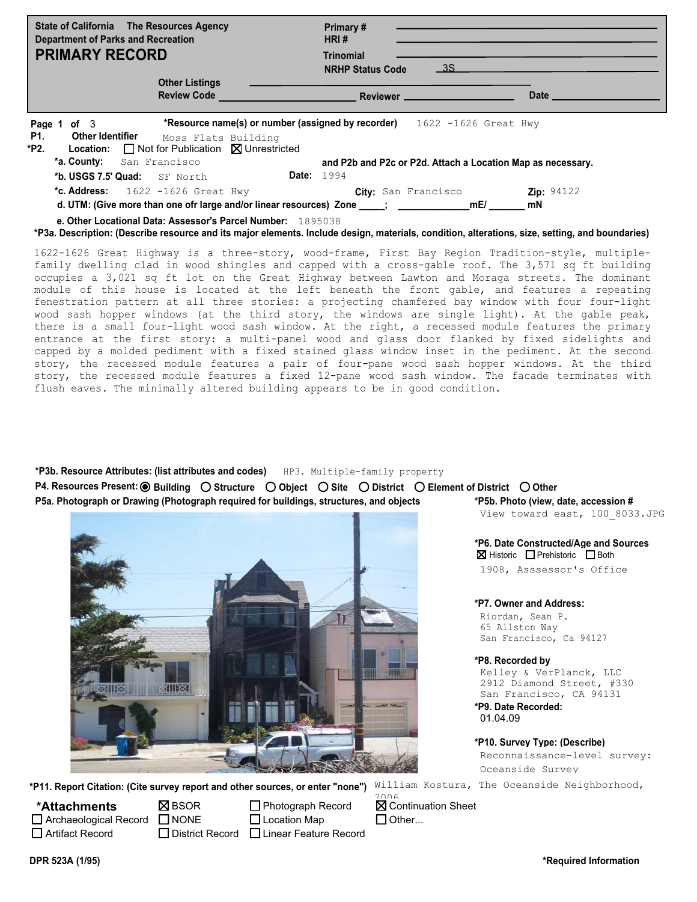State of California The Resources Agency
Department of Parks and Recreation

# PRIMARY RECORD

Primary #
HRI #
Trinomial
NRHP Status Code 3S

Other Listings
Review Code Reviewer Date

**\*Resource name(s) or number (assigned by recorder)** 1622 -1626 Great Hwy

**P1. Other Identifier** Moss Flats Building

**\*P2. Location:** ☐ Not for Publication ☒ Unrestricted

**\*a. County:** San Francisco and P2b and P2c or P2d. Attach a Location Map as necessary.

**\*b. USGS 7.5' Quad:** SF North **Date:** 1994

**\*c. Address:** 1622 -1626 Great Hwy **City:** San Francisco **Zip:** 94122

**d. UTM: (Give more than one ofr large and/or linear resources) Zone** _____; ______________mE/ _______ mN

**e. Other Locational Data: Assessor's Parcel Number:** 1895038

**\*P3a. Description: (Describe resource and its major elements. Include design, materials, condition, alterations, size, setting, and boundaries)**

1622-1626 Great Highway is a three-story, wood-frame, First Bay Region Tradition-style, multiple-family dwelling clad in wood shingles and capped with a cross-gable roof. The 3,571 sq ft building occupies a 3,021 sq ft lot on the Great Highway between Lawton and Moraga streets. The dominant module of this house is located at the left beneath the front gable, and features a repeating fenestration pattern at all three stories: a projecting chamfered bay window with four four-light wood sash hopper windows (at the third story, the windows are single light). At the gable peak, there is a small four-light wood sash window. At the right, a recessed module features the primary entrance at the first story: a multi-panel wood and glass door flanked by fixed sidelights and capped by a molded pediment with a fixed stained glass window inset in the pediment. At the second story, the recessed module features a pair of four-pane wood sash hopper windows. At the third story, the recessed module features a fixed 12-pane wood sash window. The facade terminates with flush eaves. The minimally altered building appears to be in good condition.

**\*P3b. Resource Attributes: (list attributes and codes)** HP3. Multiple-family property

**P4. Resources Present:** ◉ Building ○ Structure ○ Object ○ Site ○ District ○ Element of District ○ Other

**P5a. Photograph or Drawing (Photograph required for buildings, structures, and objects)**

**\*P5b. Photo (view, date, accession #** View toward east, 100_8033.JPG

**\*P6. Date Constructed/Age and Sources** ☒ Historic ☐ Prehistoric ☐ Both
1908, Asssessor's Office

**\*P7. Owner and Address:**
Riordan, Sean P.
65 Allston Way
San Francisco, Ca 94127

**\*P8. Recorded by**
Kelley & VerPlanck, LLC
2912 Diamond Street, #330
San Francisco, CA 94131

**\*P9. Date Recorded:**
01.04.09

**\*P10. Survey Type: (Describe)**
Reconnaissance-level survey: Oceanside Survey

**\*P11. Report Citation: (Cite survey report and other sources, or enter "none")** William Kostura, The Oceanside Neighborhood, 2006

**\*Attachments**
☐ Archaeological Record ☐ Artifact Record ☒ BSOR ☐ NONE ☐ District Record ☐ Photograph Record ☐ Location Map ☐ Linear Feature Record ☒ Continuation Sheet ☐ Other...

DPR 523A (1/95) *Required Information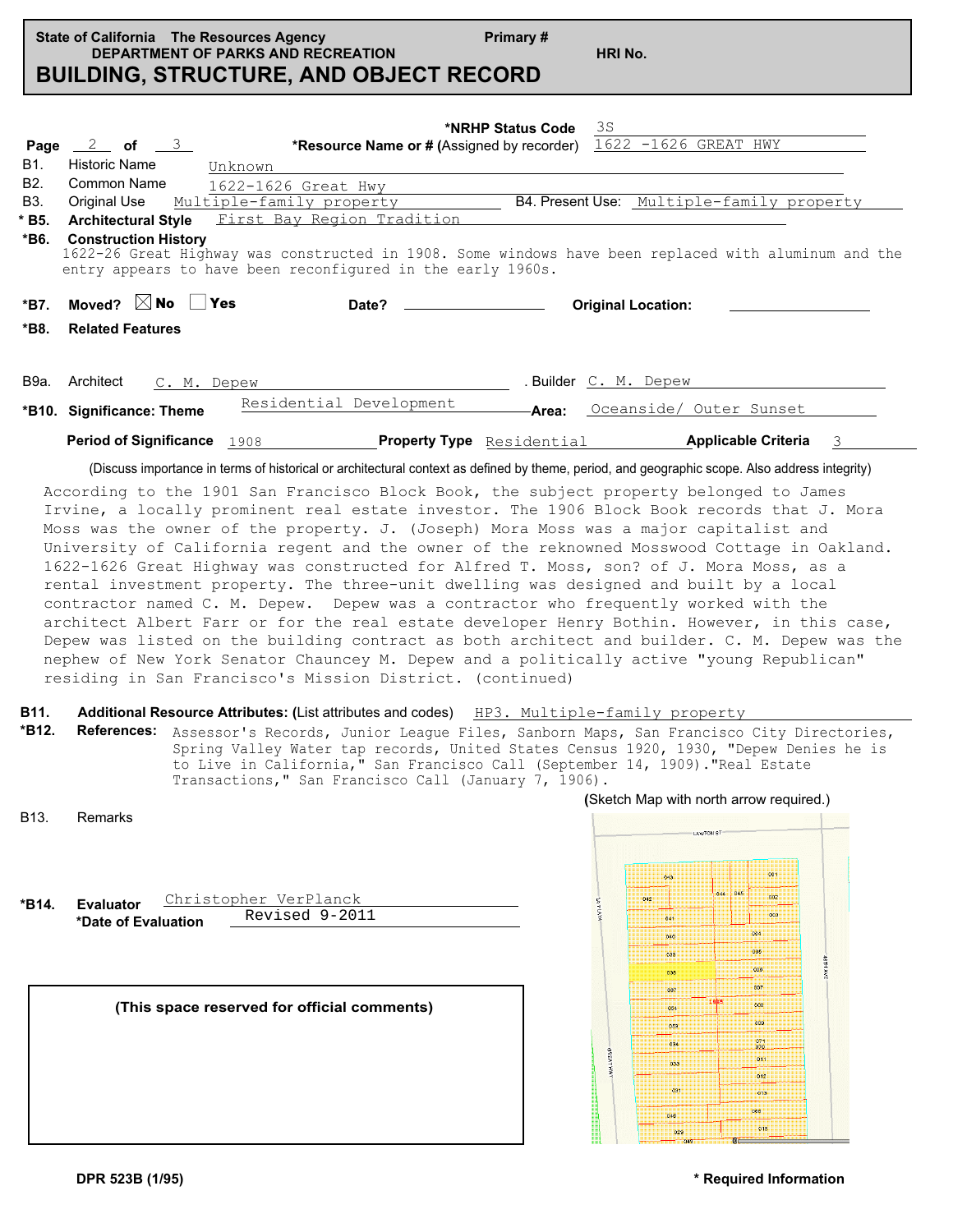State of California The Resources Agency
DEPARTMENT OF PARKS AND RECREATION

Primary #
HRI No.

# BUILDING, STRUCTURE, AND OBJECT RECORD

Page 2 of 3

*NRHP Status Code 3S

*Resource Name or # (Assigned by recorder) 1622 -1626 GREAT HWY

B1. Historic Name Unknown

B2. Common Name 1622-1626 Great Hwy

B3. Original Use Multiple-family property B4. Present Use: Multiple-family property

*B5. **Architectural Style** First Bay Region Tradition

*B6. **Construction History**
1622-26 Great Highway was constructed in 1908. Some windows have been replaced with aluminum and the entry appears to have been reconfigured in the early 1960s.

*B7. Moved? ☒ No ☐ Yes Date? Original Location:

*B8. **Related Features**

B9a. Architect C. M. Depew . Builder C. M. Depew

*B10. **Significance: Theme** Residential Development **Area:** Oceanside/ Outer Sunset

**Period of Significance** 1908 **Property Type** Residential **Applicable Criteria** 3

(Discuss importance in terms of historical or architectural context as defined by theme, period, and geographic scope. Also address integrity)

According to the 1901 San Francisco Block Book, the subject property belonged to James Irvine, a locally prominent real estate investor. The 1906 Block Book records that J. Mora Moss was the owner of the property. J. (Joseph) Mora Moss was a major capitalist and University of California regent and the owner of the reknowned Mosswood Cottage in Oakland. 1622-1626 Great Highway was constructed for Alfred T. Moss, son? of J. Mora Moss, as a rental investment property. The three-unit dwelling was designed and built by a local contractor named C. M. Depew. Depew was a contractor who frequently worked with the architect Albert Farr or for the real estate developer Henry Bothin. However, in this case, Depew was listed on the building contract as both architect and builder. C. M. Depew was the nephew of New York Senator Chauncey M. Depew and a politically active "young Republican" residing in San Francisco's Mission District. (continued)

B11. **Additional Resource Attributes: (**List attributes and codes) HP3. Multiple-family property

*B12. **References:** Assessor's Records, Junior League Files, Sanborn Maps, San Francisco City Directories, Spring Valley Water tap records, United States Census 1920, 1930, "Depew Denies he is to Live in California," San Francisco Call (September 14, 1909)."Real Estate Transactions," San Francisco Call (January 7, 1906).

B13. Remarks

(Sketch Map with north arrow required.)

*B14. **Evaluator** Christopher VerPlanck

*Date of Evaluation Revised 9-2011

**(This space reserved for official comments)**

DPR 523B (1/95) * Required Information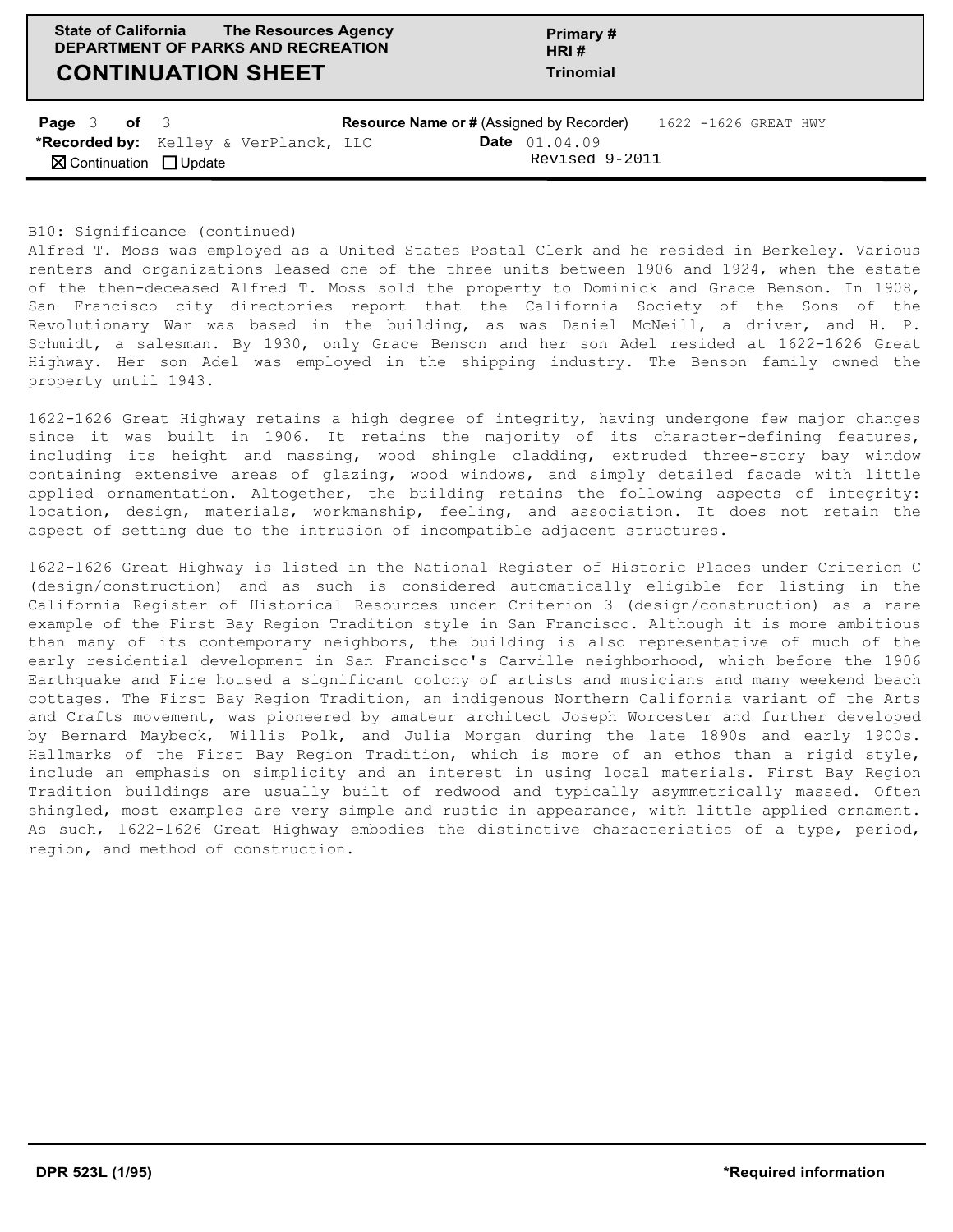**State of California  The Resources Agency**
**DEPARTMENT OF PARKS AND RECREATION**

# CONTINUATION SHEET

**Primary #**
**HRI #**
**Trinomial**

**Page** 3 **of** 3  **Resource Name or #** (Assigned by Recorder) 1622 -1626 GREAT HWY
***Recorded by:** Kelley & VerPlanck, LLC  **Date** 01.04.09
Revised 9-2011
☒ Continuation ☐ Update

B10: Significance (continued)
Alfred T. Moss was employed as a United States Postal Clerk and he resided in Berkeley. Various renters and organizations leased one of the three units between 1906 and 1924, when the estate of the then-deceased Alfred T. Moss sold the property to Dominick and Grace Benson. In 1908, San Francisco city directories report that the California Society of the Sons of the Revolutionary War was based in the building, as was Daniel McNeill, a driver, and H. P. Schmidt, a salesman. By 1930, only Grace Benson and her son Adel resided at 1622-1626 Great Highway. Her son Adel was employed in the shipping industry. The Benson family owned the property until 1943.

1622-1626 Great Highway retains a high degree of integrity, having undergone few major changes since it was built in 1906. It retains the majority of its character-defining features, including its height and massing, wood shingle cladding, extruded three-story bay window containing extensive areas of glazing, wood windows, and simply detailed facade with little applied ornamentation. Altogether, the building retains the following aspects of integrity: location, design, materials, workmanship, feeling, and association. It does not retain the aspect of setting due to the intrusion of incompatible adjacent structures.

1622-1626 Great Highway is listed in the National Register of Historic Places under Criterion C (design/construction) and as such is considered automatically eligible for listing in the California Register of Historical Resources under Criterion 3 (design/construction) as a rare example of the First Bay Region Tradition style in San Francisco. Although it is more ambitious than many of its contemporary neighbors, the building is also representative of much of the early residential development in San Francisco's Carville neighborhood, which before the 1906 Earthquake and Fire housed a significant colony of artists and musicians and many weekend beach cottages. The First Bay Region Tradition, an indigenous Northern California variant of the Arts and Crafts movement, was pioneered by amateur architect Joseph Worcester and further developed by Bernard Maybeck, Willis Polk, and Julia Morgan during the late 1890s and early 1900s. Hallmarks of the First Bay Region Tradition, which is more of an ethos than a rigid style, include an emphasis on simplicity and an interest in using local materials. First Bay Region Tradition buildings are usually built of redwood and typically asymmetrically massed. Often shingled, most examples are very simple and rustic in appearance, with little applied ornament. As such, 1622-1626 Great Highway embodies the distinctive characteristics of a type, period, region, and method of construction.

DPR 523L (1/95)  *Required information